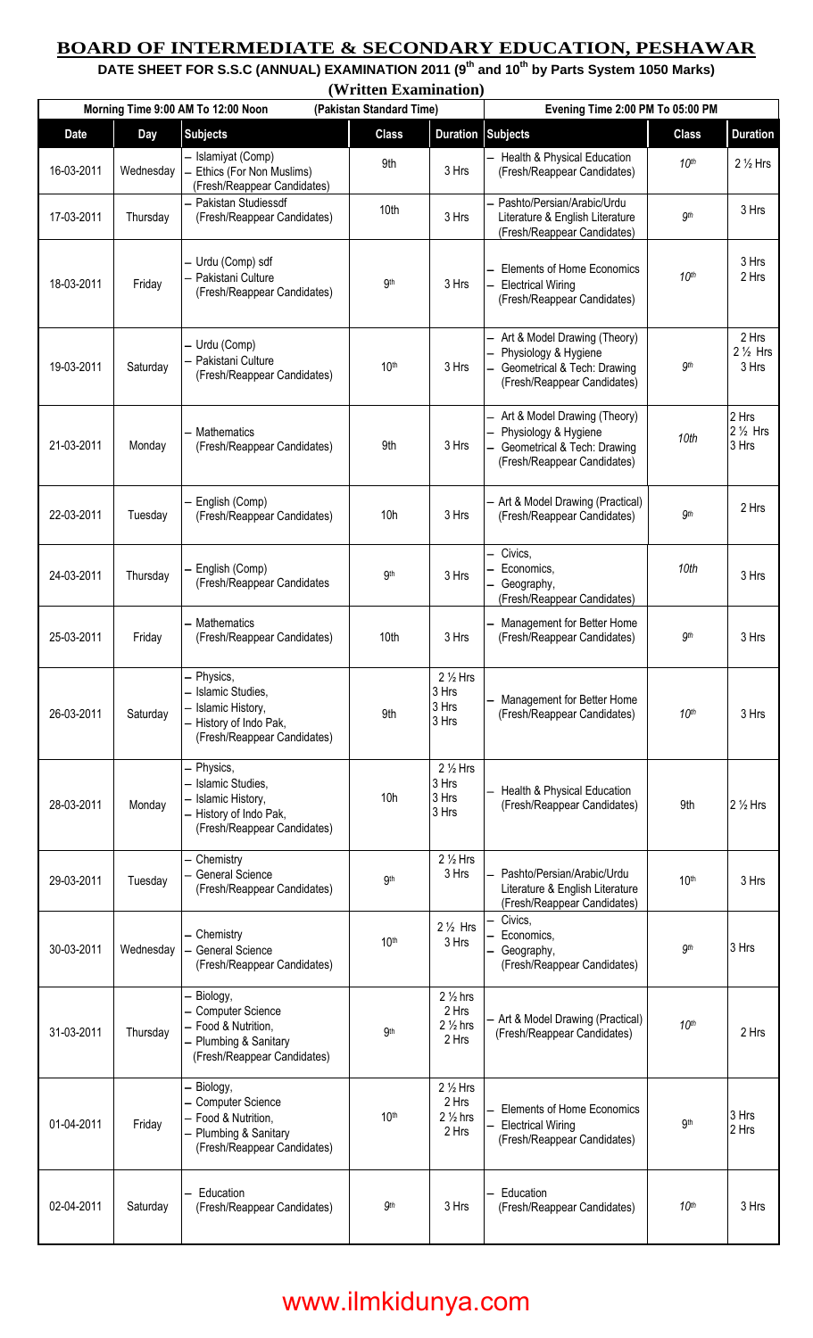# BOARD OF INTERMEDIATE & SECONDARY EDUCATION, PESHAWAR

**DATE SHEET FOR S.S.C (ANNUAL) EXAMINATION 2011 (9th and 10th by Parts System 1050 Marks)**

**(Written Examination)**

| Morning Time 9:00 AM To 12:00 Noon | | (Pakistan Standard Time) | | | Evening Time 2:00 PM To 05:00 PM | | |
|---|---|---|---|---|---|---|---|
| **Date** | **Day** | **Subjects** | **Class** | **Duration** | **Subjects** | **Class** | **Duration** |
| 16-03-2011 | Wednesday | – Islamiyat (Comp)<br>– Ethics (For Non Muslims)<br>(Fresh/Reappear Candidates) | 9th | 3 Hrs | – Health & Physical Education<br>(Fresh/Reappear Candidates) | 10th | 2 ½ Hrs |
| 17-03-2011 | Thursday | – Pakistan Studiessdf<br>(Fresh/Reappear Candidates) | 10th | 3 Hrs | – Pashto/Persian/Arabic/Urdu Literature & English Literature<br>(Fresh/Reappear Candidates) | 9th | 3 Hrs |
| 18-03-2011 | Friday | – Urdu (Comp) sdf<br>– Pakistani Culture<br>(Fresh/Reappear Candidates) | 9th | 3 Hrs | – Elements of Home Economics<br>– Electrical Wiring<br>(Fresh/Reappear Candidates) | 10th | 3 Hrs<br>2 Hrs |
| 19-03-2011 | Saturday | – Urdu (Comp)<br>– Pakistani Culture<br>(Fresh/Reappear Candidates) | 10th | 3 Hrs | – Art & Model Drawing (Theory)<br>– Physiology & Hygiene<br>– Geometrical & Tech: Drawing<br>(Fresh/Reappear Candidates) | 9th | 2 Hrs<br>2 ½ Hrs<br>3 Hrs |
| 21-03-2011 | Monday | – Mathematics<br>(Fresh/Reappear Candidates) | 9th | 3 Hrs | – Art & Model Drawing (Theory)<br>– Physiology & Hygiene<br>– Geometrical & Tech: Drawing<br>(Fresh/Reappear Candidates) | 10th | 2 Hrs<br>2 ½ Hrs<br>3 Hrs |
| 22-03-2011 | Tuesday | – English (Comp)<br>(Fresh/Reappear Candidates) | 10h | 3 Hrs | – Art & Model Drawing (Practical)<br>(Fresh/Reappear Candidates) | 9th | 2 Hrs |
| 24-03-2011 | Thursday | – English (Comp)<br>(Fresh/Reappear Candidates | 9th | 3 Hrs | – Civics,<br>– Economics,<br>– Geography,<br>(Fresh/Reappear Candidates) | 10th | 3 Hrs |
| 25-03-2011 | Friday | – Mathematics<br>(Fresh/Reappear Candidates) | 10th | 3 Hrs | – Management for Better Home<br>(Fresh/Reappear Candidates) | 9th | 3 Hrs |
| 26-03-2011 | Saturday | – Physics,<br>– Islamic Studies,<br>– Islamic History,<br>– History of Indo Pak,<br>(Fresh/Reappear Candidates) | 9th | 2 ½ Hrs<br>3 Hrs<br>3 Hrs<br>3 Hrs | – Management for Better Home<br>(Fresh/Reappear Candidates) | 10th | 3 Hrs |
| 28-03-2011 | Monday | – Physics,<br>– Islamic Studies,<br>– Islamic History,<br>– History of Indo Pak,<br>(Fresh/Reappear Candidates) | 10h | 2 ½ Hrs<br>3 Hrs<br>3 Hrs<br>3 Hrs | – Health & Physical Education<br>(Fresh/Reappear Candidates) | 9th | 2 ½ Hrs |
| 29-03-2011 | Tuesday | – Chemistry<br>– General Science<br>(Fresh/Reappear Candidates) | 9th | 2 ½ Hrs<br>3 Hrs | – Pashto/Persian/Arabic/Urdu Literature & English Literature<br>(Fresh/Reappear Candidates) | 10th | 3 Hrs |
| 30-03-2011 | Wednesday | – Chemistry<br>– General Science<br>(Fresh/Reappear Candidates) | 10th | 2 ½ Hrs<br>3 Hrs | – Civics,<br>– Economics,<br>– Geography,<br>(Fresh/Reappear Candidates) | 9th | 3 Hrs |
| 31-03-2011 | Thursday | – Biology,<br>– Computer Science<br>– Food & Nutrition,<br>– Plumbing & Sanitary<br>(Fresh/Reappear Candidates) | 9th | 2 ½ hrs<br>2 Hrs<br>2 ½ hrs<br>2 Hrs | – Art & Model Drawing (Practical)<br>(Fresh/Reappear Candidates) | 10th | 2 Hrs |
| 01-04-2011 | Friday | – Biology,<br>– Computer Science<br>– Food & Nutrition,<br>– Plumbing & Sanitary<br>(Fresh/Reappear Candidates) | 10th | 2 ½ Hrs<br>2 Hrs<br>2 ½ hrs<br>2 Hrs | – Elements of Home Economics<br>– Electrical Wiring<br>(Fresh/Reappear Candidates) | 9th | 3 Hrs<br>2 Hrs |
| 02-04-2011 | Saturday | – Education<br>(Fresh/Reappear Candidates) | 9th | 3 Hrs | – Education<br>(Fresh/Reappear Candidates) | 10th | 3 Hrs |

www.ilmkidunya.com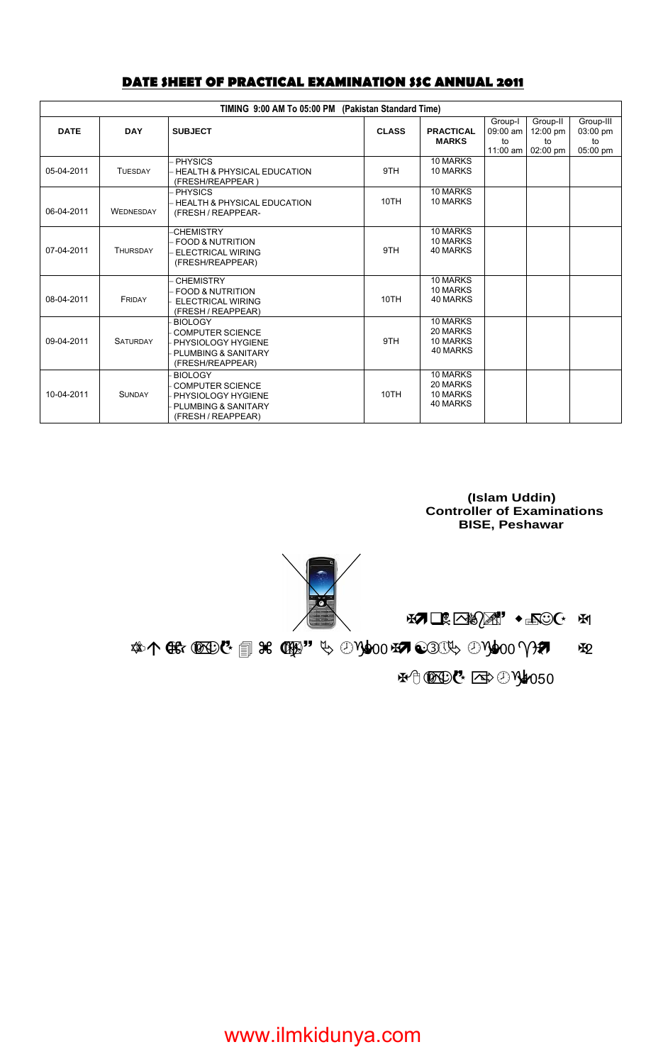## DATE SHEET OF PRACTICAL EXAMINATION SSC ANNUAL 2011

| TIMING 9:00 AM To 05:00 PM (Pakistan Standard Time) | | | | | | | |
|---|---|---|---|---|---|---|---|
| DATE | DAY | SUBJECT | CLASS | PRACTICAL MARKS | Group-I 09:00 am to 11:00 am | Group-II 12:00 pm to 02:00 pm | Group-III 03:00 pm to 05:00 pm |
| 05-04-2011 | TUESDAY | - PHYSICS<br>- HEALTH & PHYSICAL EDUCATION<br>(FRESH/REAPPEAR ) | 9TH | 10 MARKS<br>10 MARKS | | | |
| 06-04-2011 | WEDNESDAY | - PHYSICS<br>- HEALTH & PHYSICAL EDUCATION<br>(FRESH / REAPPEAR- | 10TH | 10 MARKS<br>10 MARKS | | | |
| 07-04-2011 | THURSDAY | -CHEMISTRY<br>- FOOD & NUTRITION<br>- ELECTRICAL WIRING<br>(FRESH/REAPPEAR) | 9TH | 10 MARKS<br>10 MARKS<br>40 MARKS | | | |
| 08-04-2011 | FRIDAY | - CHEMISTRY<br>- FOOD & NUTRITION<br>- ELECTRICAL WIRING<br>(FRESH / REAPPEAR) | 10TH | 10 MARKS<br>10 MARKS<br>40 MARKS | | | |
| 09-04-2011 | SATURDAY | - BIOLOGY<br>- COMPUTER SCIENCE<br>- PHYSIOLOGY HYGIENE<br>- PLUMBING & SANITARY<br>(FRESH/REAPPEAR) | 9TH | 10 MARKS<br>20 MARKS<br>10 MARKS<br>40 MARKS | | | |
| 10-04-2011 | SUNDAY | - BIOLOGY<br>- COMPUTER SCIENCE<br>- PHYSIOLOGY HYGIENE<br>- PLUMBING & SANITARY<br>(FRESH / REAPPEAR) | 10TH | 10 MARKS<br>20 MARKS<br>10 MARKS<br>40 MARKS | | | |

**(Islam Uddin)**
**Controller of Examinations**
**BISE, Peshawar**

www.ilmkidunya.com